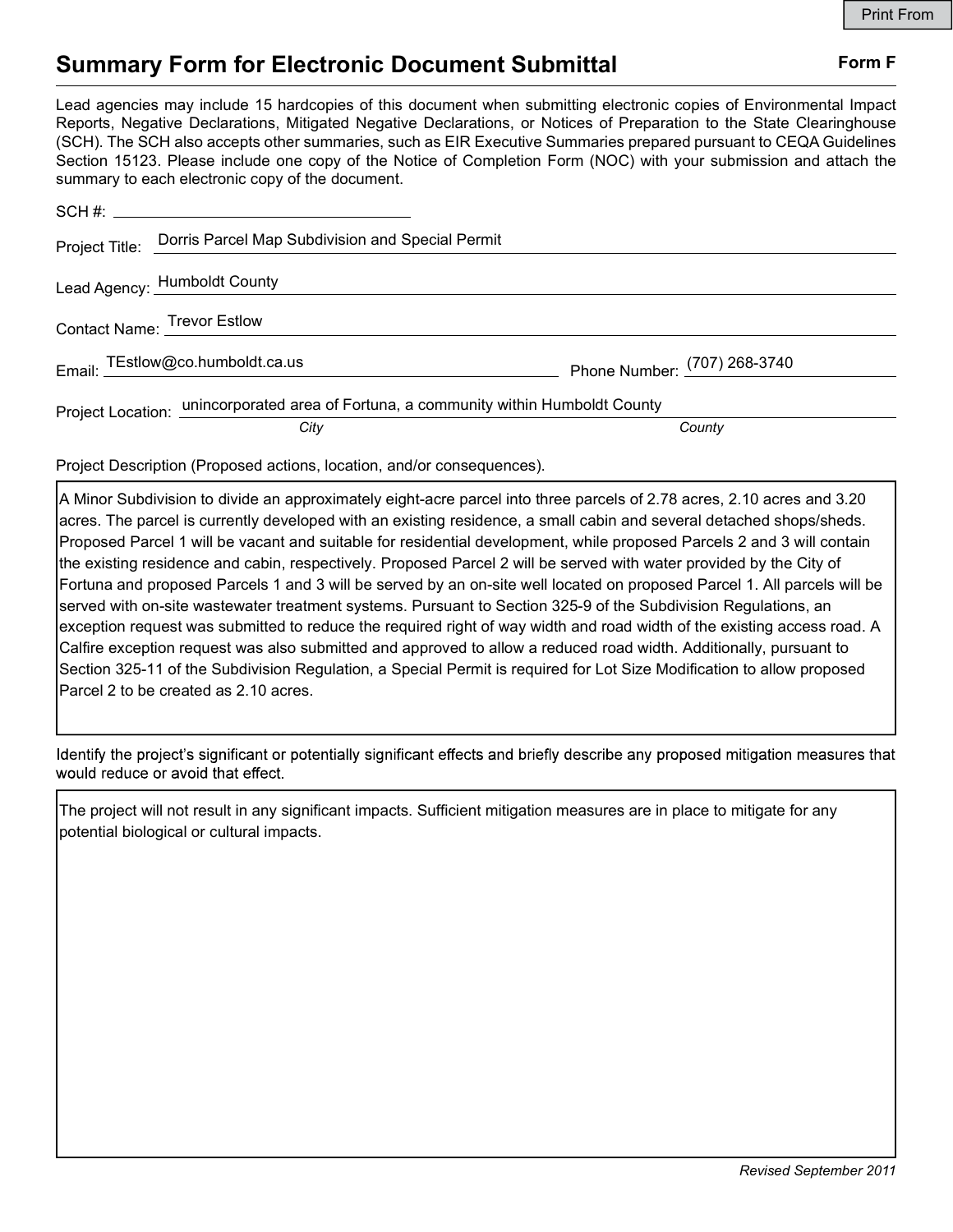Print From

# Summary Form for Electronic Document Submittal

**Form F**

Lead agencies may include 15 hardcopies of this document when submitting electronic copies of Environmental Impact Reports, Negative Declarations, Mitigated Negative Declarations, or Notices of Preparation to the State Clearinghouse (SCH). The SCH also accepts other summaries, such as EIR Executive Summaries prepared pursuant to CEQA Guidelines Section 15123. Please include one copy of the Notice of Completion Form (NOC) with your submission and attach the summary to each electronic copy of the document.

SCH #: 

Project Title: Dorris Parcel Map Subdivision and Special Permit

Lead Agency: Humboldt County

Contact Name: Trevor Estlow

Email: TEstlow@co.humboldt.ca.us

Phone Number: (707) 268-3740

Project Location: unincorporated area of Fortuna, a community within Humboldt County

*City* *County*

Project Description (Proposed actions, location, and/or consequences).

A Minor Subdivision to divide an approximately eight-acre parcel into three parcels of 2.78 acres, 2.10 acres and 3.20 acres. The parcel is currently developed with an existing residence, a small cabin and several detached shops/sheds. Proposed Parcel 1 will be vacant and suitable for residential development, while proposed Parcels 2 and 3 will contain the existing residence and cabin, respectively. Proposed Parcel 2 will be served with water provided by the City of Fortuna and proposed Parcels 1 and 3 will be served by an on-site well located on proposed Parcel 1. All parcels will be served with on-site wastewater treatment systems. Pursuant to Section 325-9 of the Subdivision Regulations, an exception request was submitted to reduce the required right of way width and road width of the existing access road. A Calfire exception request was also submitted and approved to allow a reduced road width. Additionally, pursuant to Section 325-11 of the Subdivision Regulation, a Special Permit is required for Lot Size Modification to allow proposed Parcel 2 to be created as 2.10 acres.

Identify the project's significant or potentially significant effects and briefly describe any proposed mitigation measures that would reduce or avoid that effect.

The project will not result in any significant impacts. Sufficient mitigation measures are in place to mitigate for any potential biological or cultural impacts.

*Revised September 2011*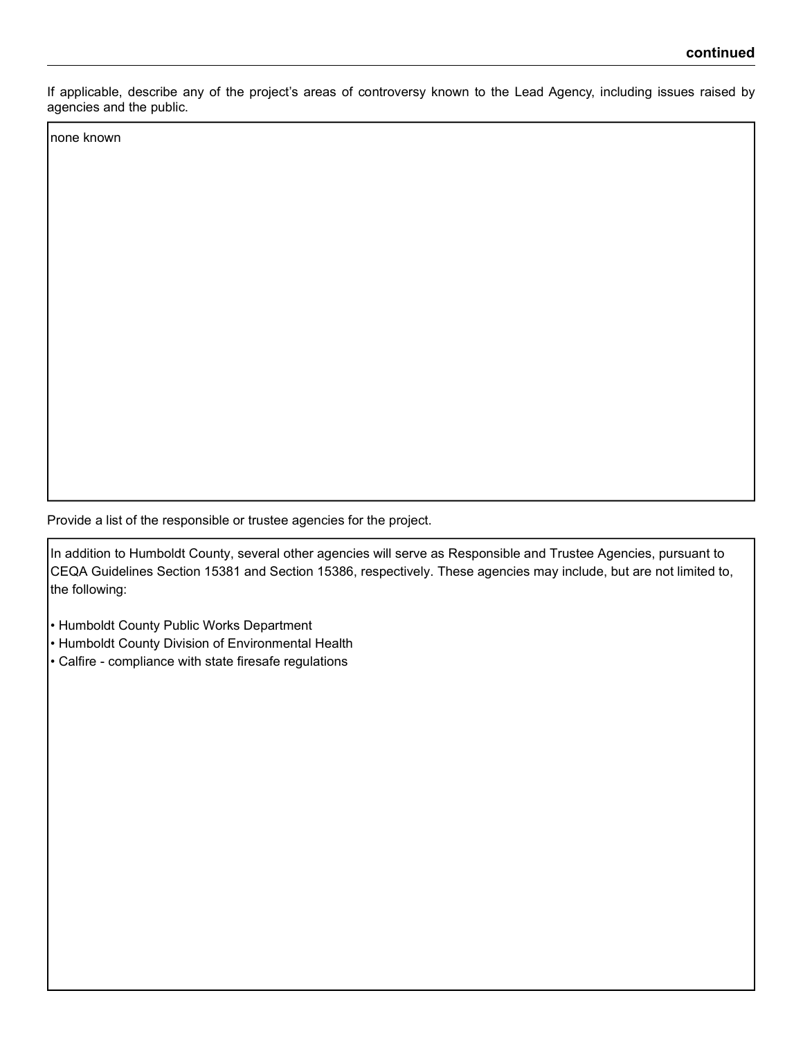If applicable, describe any of the project's areas of controversy known to the Lead Agency, including issues raised by agencies and the public.

none known

Provide a list of the responsible or trustee agencies for the project.

In addition to Humboldt County, several other agencies will serve as Responsible and Trustee Agencies, pursuant to CEQA Guidelines Section 15381 and Section 15386, respectively. These agencies may include, but are not limited to, the following:

- Humboldt County Public Works Department
- Humboldt County Division of Environmental Health
- Calfire - compliance with state firesafe regulations